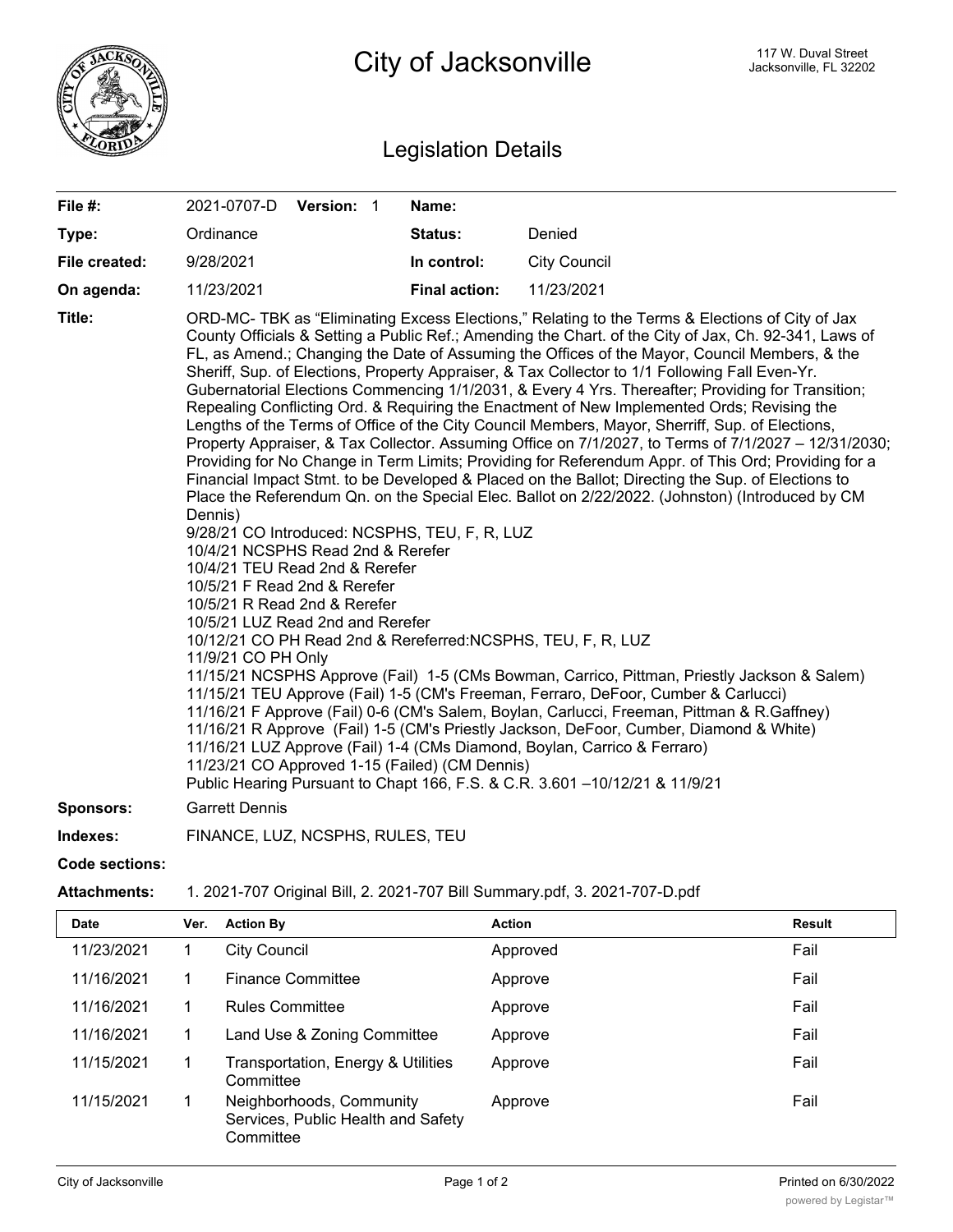# City of Jacksonville

117 W. Duval Street
Jacksonville, FL 32202

## Legislation Details

| | | | |
|---|---|---|---|
| **File #:** | 2021-0707-D **Version:** 1 | **Name:** | |
| **Type:** | Ordinance | **Status:** | Denied |
| **File created:** | 9/28/2021 | **In control:** | City Council |
| **On agenda:** | 11/23/2021 | **Final action:** | 11/23/2021 |

**Title:** ORD-MC- TBK as "Eliminating Excess Elections," Relating to the Terms & Elections of City of Jax County Officials & Setting a Public Ref.; Amending the Chart. of the City of Jax, Ch. 92-341, Laws of FL, as Amend.; Changing the Date of Assuming the Offices of the Mayor, Council Members, & the Sheriff, Sup. of Elections, Property Appraiser, & Tax Collector to 1/1 Following Fall Even-Yr. Gubernatorial Elections Commencing 1/1/2031, & Every 4 Yrs. Thereafter; Providing for Transition; Repealing Conflicting Ord. & Requiring the Enactment of New Implemented Ords; Revising the Lengths of the Terms of Office of the City Council Members, Mayor, Sherriff, Sup. of Elections, Property Appraiser, & Tax Collector. Assuming Office on 7/1/2027, to Terms of 7/1/2027 – 12/31/2030; Providing for No Change in Term Limits; Providing for Referendum Appr. of This Ord; Providing for a Financial Impact Stmt. to be Developed & Placed on the Ballot; Directing the Sup. of Elections to Place the Referendum Qn. on the Special Elec. Ballot on 2/22/2022. (Johnston) (Introduced by CM Dennis)

9/28/21 CO Introduced: NCSPHS, TEU, F, R, LUZ
10/4/21 NCSPHS Read 2nd & Rerefer
10/4/21 TEU Read 2nd & Rerefer
10/5/21 F Read 2nd & Rerefer
10/5/21 R Read 2nd & Rerefer
10/5/21 LUZ Read 2nd and Rerefer
10/12/21 CO PH Read 2nd & Rereferred:NCSPHS, TEU, F, R, LUZ
11/9/21 CO PH Only
11/15/21 NCSPHS Approve (Fail) 1-5 (CMs Bowman, Carrico, Pittman, Priestly Jackson & Salem)
11/15/21 TEU Approve (Fail) 1-5 (CM's Freeman, Ferraro, DeFoor, Cumber & Carlucci)
11/16/21 F Approve (Fail) 0-6 (CM's Salem, Boylan, Carlucci, Freeman, Pittman & R.Gaffney)
11/16/21 R Approve (Fail) 1-5 (CM's Priestly Jackson, DeFoor, Cumber, Diamond & White)
11/16/21 LUZ Approve (Fail) 1-4 (CMs Diamond, Boylan, Carrico & Ferraro)
11/23/21 CO Approved 1-15 (Failed) (CM Dennis)
Public Hearing Pursuant to Chapt 166, F.S. & C.R. 3.601 –10/12/21 & 11/9/21

**Sponsors:** Garrett Dennis

**Indexes:** FINANCE, LUZ, NCSPHS, RULES, TEU

**Code sections:**

**Attachments:** 1. 2021-707 Original Bill, 2. 2021-707 Bill Summary.pdf, 3. 2021-707-D.pdf

| Date | Ver. | Action By | Action | Result |
|---|---|---|---|---|
| 11/23/2021 | 1 | City Council | Approved | Fail |
| 11/16/2021 | 1 | Finance Committee | Approve | Fail |
| 11/16/2021 | 1 | Rules Committee | Approve | Fail |
| 11/16/2021 | 1 | Land Use & Zoning Committee | Approve | Fail |
| 11/15/2021 | 1 | Transportation, Energy & Utilities Committee | Approve | Fail |
| 11/15/2021 | 1 | Neighborhoods, Community Services, Public Health and Safety Committee | Approve | Fail |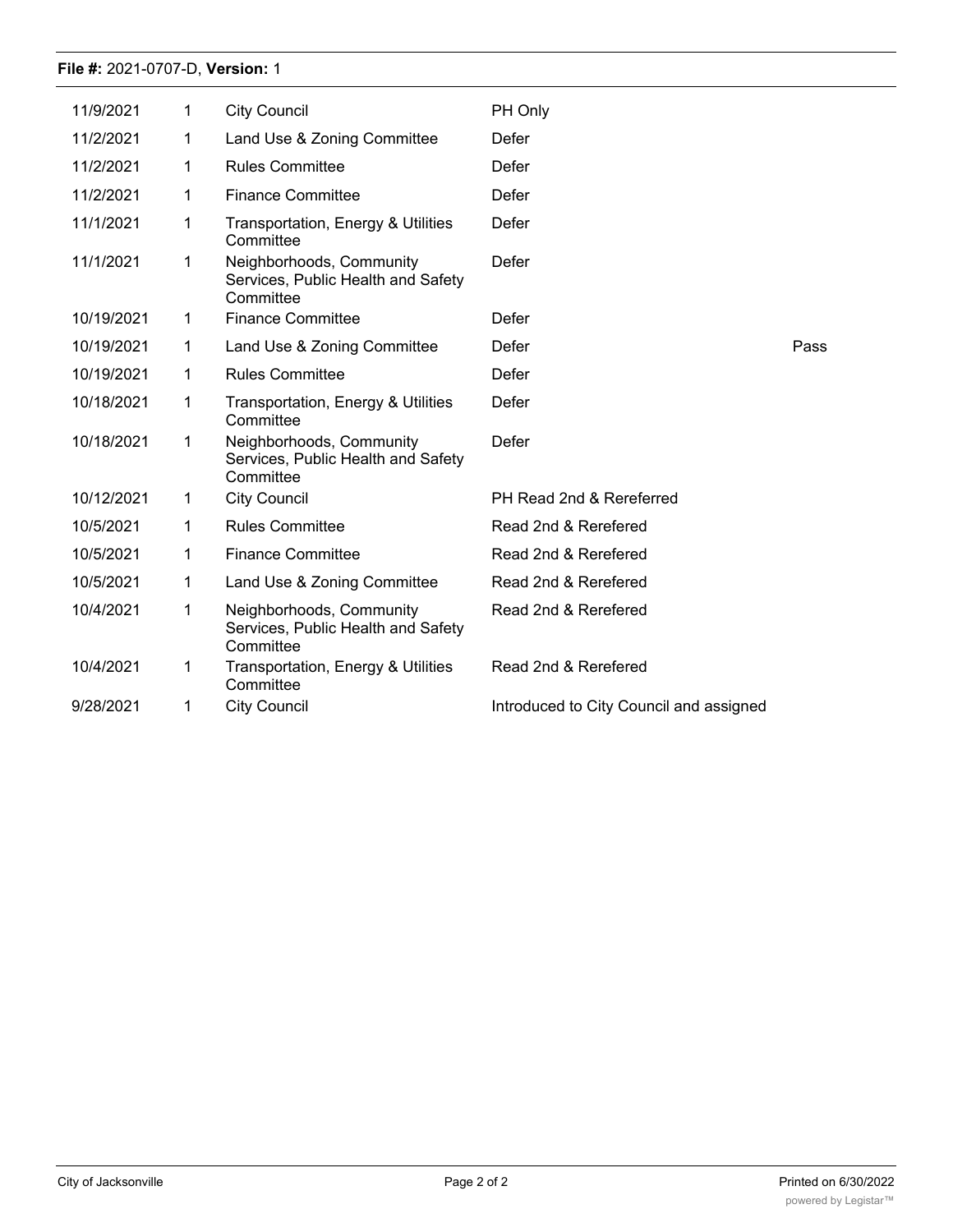**File #:** 2021-0707-D, **Version:** 1

| | | | | |
|---|---|---|---|---|
| 11/9/2021 | 1 | City Council | PH Only | |
| 11/2/2021 | 1 | Land Use & Zoning Committee | Defer | |
| 11/2/2021 | 1 | Rules Committee | Defer | |
| 11/2/2021 | 1 | Finance Committee | Defer | |
| 11/1/2021 | 1 | Transportation, Energy & Utilities Committee | Defer | |
| 11/1/2021 | 1 | Neighborhoods, Community Services, Public Health and Safety Committee | Defer | |
| 10/19/2021 | 1 | Finance Committee | Defer | |
| 10/19/2021 | 1 | Land Use & Zoning Committee | Defer | Pass |
| 10/19/2021 | 1 | Rules Committee | Defer | |
| 10/18/2021 | 1 | Transportation, Energy & Utilities Committee | Defer | |
| 10/18/2021 | 1 | Neighborhoods, Community Services, Public Health and Safety Committee | Defer | |
| 10/12/2021 | 1 | City Council | PH Read 2nd & Rereferred | |
| 10/5/2021 | 1 | Rules Committee | Read 2nd & Rerefered | |
| 10/5/2021 | 1 | Finance Committee | Read 2nd & Rerefered | |
| 10/5/2021 | 1 | Land Use & Zoning Committee | Read 2nd & Rerefered | |
| 10/4/2021 | 1 | Neighborhoods, Community Services, Public Health and Safety Committee | Read 2nd & Rerefered | |
| 10/4/2021 | 1 | Transportation, Energy & Utilities Committee | Read 2nd & Rerefered | |
| 9/28/2021 | 1 | City Council | Introduced to City Council and assigned | |